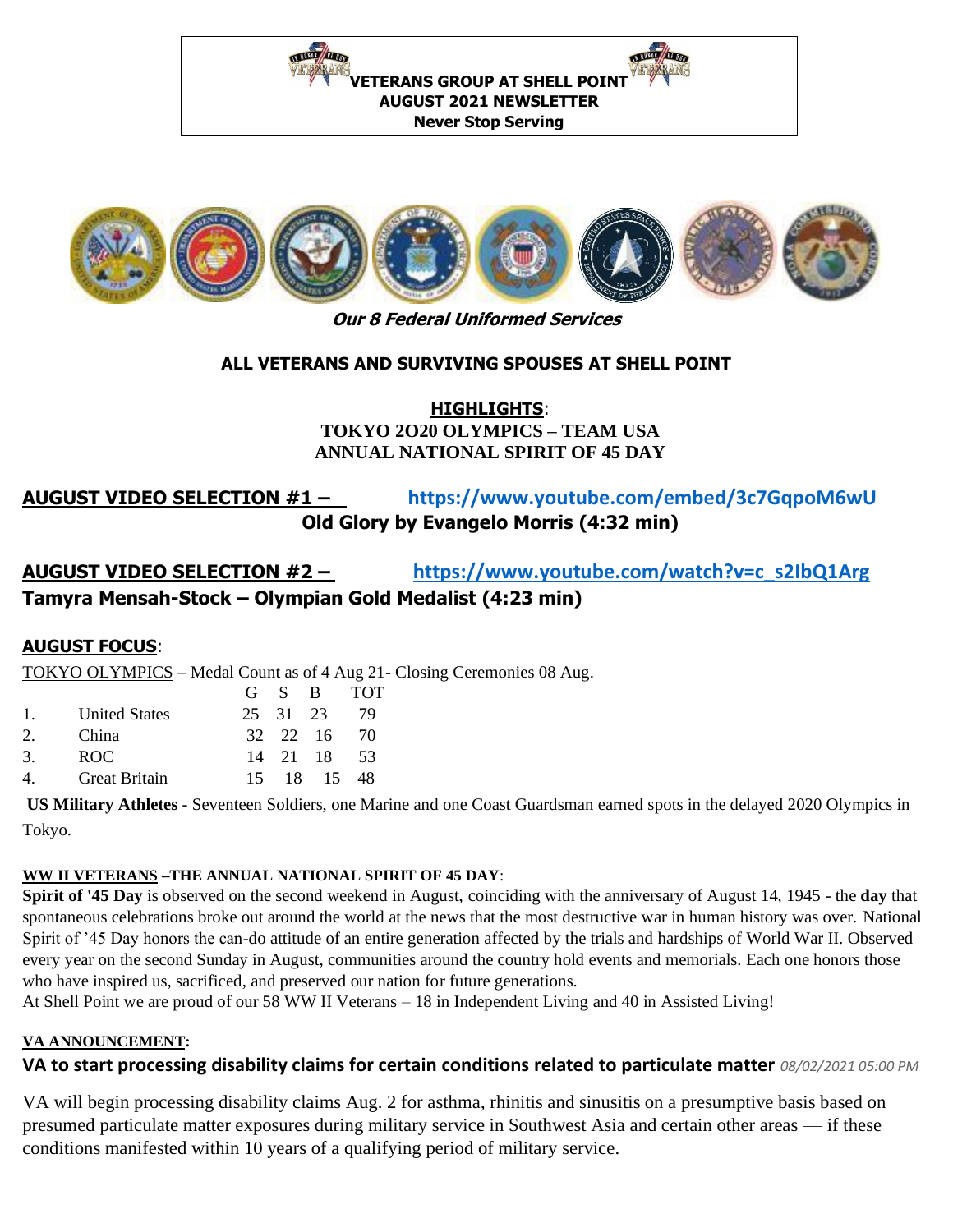**VETERANS GROUP AT SHELL POINT**
**AUGUST 2021 NEWSLETTER**
**Never Stop Serving**

***Our 8 Federal Uniformed Services***

**ALL VETERANS AND SURVIVING SPOUSES AT SHELL POINT**

**HIGHLIGHTS**:
**TOKYO 2O20 OLYMPICS – TEAM USA**
**ANNUAL NATIONAL SPIRIT OF 45 DAY**

## AUGUST VIDEO SELECTION #1 – https://www.youtube.com/embed/3c7GqpoM6wU

**Old Glory by Evangelo Morris (4:32 min)**

## AUGUST VIDEO SELECTION #2 – https://www.youtube.com/watch?v=c_s2IbQ1Arg

**Tamyra Mensah-Stock – Olympian Gold Medalist (4:23 min)**

## AUGUST FOCUS:

TOKYO OLYMPICS – Medal Count as of 4 Aug 21- Closing Ceremonies 08 Aug.

| | | G | S | B | TOT |
|---|---|---|---|---|---|
| 1. | United States | 25 | 31 | 23 | 79 |
| 2. | China | 32 | 22 | 16 | 70 |
| 3. | ROC | 14 | 21 | 18 | 53 |
| 4. | Great Britain | 15 | 18 | 15 | 48 |

**US Military Athletes** - Seventeen Soldiers, one Marine and one Coast Guardsman earned spots in the delayed 2020 Olympics in Tokyo.

**WW II VETERANS –THE ANNUAL NATIONAL SPIRIT OF 45 DAY**:

**Spirit of '45 Day** is observed on the second weekend in August, coinciding with the anniversary of August 14, 1945 - the **day** that spontaneous celebrations broke out around the world at the news that the most destructive war in human history was over. National Spirit of '45 Day honors the can-do attitude of an entire generation affected by the trials and hardships of World War II. Observed every year on the second Sunday in August, communities around the country hold events and memorials. Each one honors those who have inspired us, sacrificed, and preserved our nation for future generations.

At Shell Point we are proud of our 58 WW II Veterans – 18 in Independent Living and 40 in Assisted Living!

**VA ANNOUNCEMENT:**

**VA to start processing disability claims for certain conditions related to particulate matter** *08/02/2021 05:00 PM*

VA will begin processing disability claims Aug. 2 for asthma, rhinitis and sinusitis on a presumptive basis based on presumed particulate matter exposures during military service in Southwest Asia and certain other areas — if these conditions manifested within 10 years of a qualifying period of military service.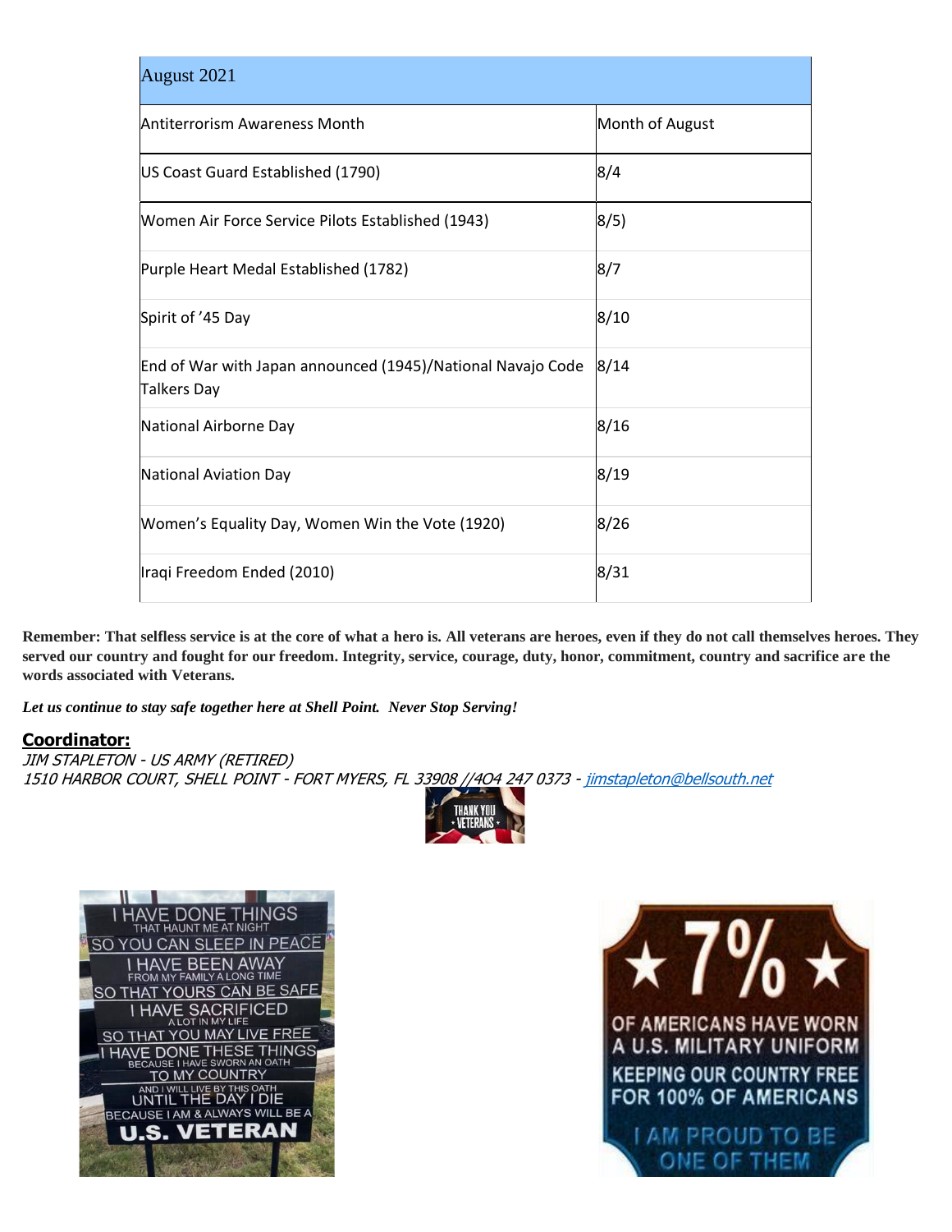| August 2021 | |
| --- | --- |
| Antiterrorism Awareness Month | Month of August |
| US Coast Guard Established (1790) | 8/4 |
| Women Air Force Service Pilots Established (1943) | 8/5) |
| Purple Heart Medal Established (1782) | 8/7 |
| Spirit of '45 Day | 8/10 |
| End of War with Japan announced (1945)/National Navajo Code Talkers Day | 8/14 |
| National Airborne Day | 8/16 |
| National Aviation Day | 8/19 |
| Women's Equality Day, Women Win the Vote (1920) | 8/26 |
| Iraqi Freedom Ended (2010) | 8/31 |

**Remember: That selfless service is at the core of what a hero is. All veterans are heroes, even if they do not call themselves heroes. They served our country and fought for our freedom. Integrity, service, courage, duty, honor, commitment, country and sacrifice are the words associated with Veterans.**

***Let us continue to stay safe together here at Shell Point. Never Stop Serving!***

**Coordinator:**

*JIM STAPLETON - US ARMY (RETIRED)*
*1510 HARBOR COURT, SHELL POINT - FORT MYERS, FL 33908 //404 247 0373 - jimstapleton@bellsouth.net*